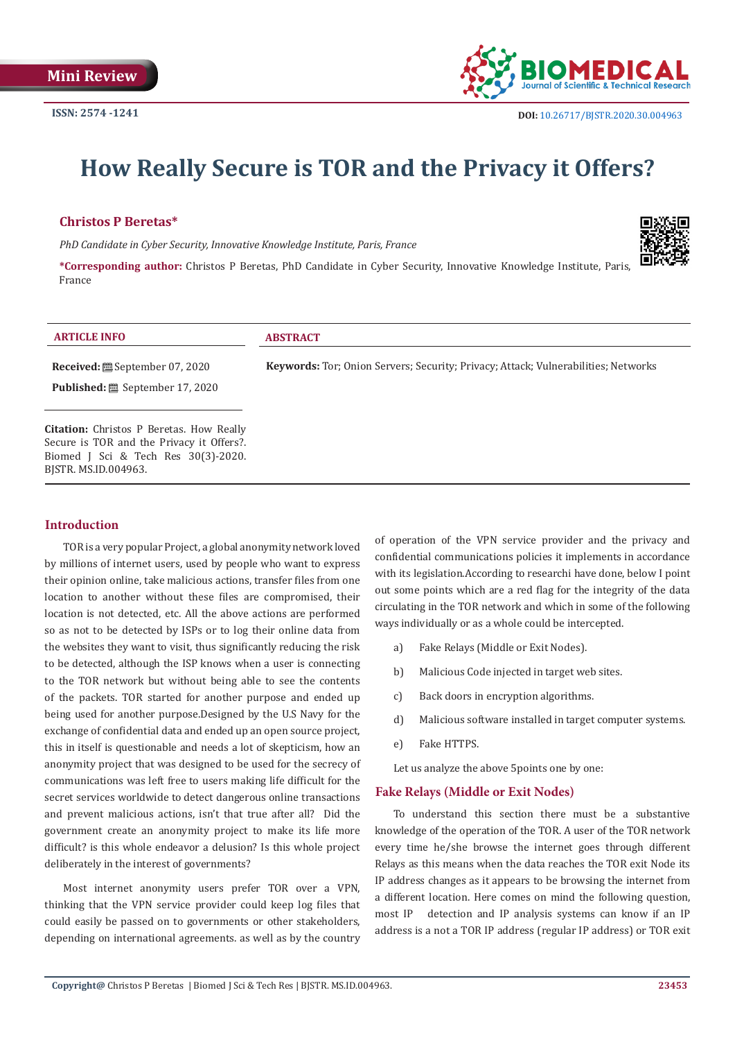Mini Review

ISSN: 2574 -1241

DOI: 10.26717/BJSTR.2020.30.004963

# How Really Secure is TOR and the Privacy it Offers?

**Christos P Beretas***

*PhD Candidate in Cyber Security, Innovative Knowledge Institute, Paris, France*

***Corresponding author:** Christos P Beretas, PhD Candidate in Cyber Security, Innovative Knowledge Institute, Paris, France

**ARTICLE INFO**

**Received:** September 07, 2020

**Published:** September 17, 2020

**Citation:** Christos P Beretas. How Really Secure is TOR and the Privacy it Offers?. Biomed J Sci & Tech Res 30(3)-2020. BJSTR. MS.ID.004963.

**ABSTRACT**

**Keywords:** Tor; Onion Servers; Security; Privacy; Attack; Vulnerabilities; Networks

## Introduction

TOR is a very popular Project, a global anonymity network loved by millions of internet users, used by people who want to express their opinion online, take malicious actions, transfer files from one location to another without these files are compromised, their location is not detected, etc. All the above actions are performed so as not to be detected by ISPs or to log their online data from the websites they want to visit, thus significantly reducing the risk to be detected, although the ISP knows when a user is connecting to the TOR network but without being able to see the contents of the packets. TOR started for another purpose and ended up being used for another purpose.Designed by the U.S Navy for the exchange of confidential data and ended up an open source project, this in itself is questionable and needs a lot of skepticism, how an anonymity project that was designed to be used for the secrecy of communications was left free to users making life difficult for the secret services worldwide to detect dangerous online transactions and prevent malicious actions, isn't that true after all? Did the government create an anonymity project to make its life more difficult? is this whole endeavor a delusion? Is this whole project deliberately in the interest of governments?

Most internet anonymity users prefer TOR over a VPN, thinking that the VPN service provider could keep log files that could easily be passed on to governments or other stakeholders, depending on international agreements. as well as by the country of operation of the VPN service provider and the privacy and confidential communications policies it implements in accordance with its legislation.According to researchi have done, below I point out some points which are a red flag for the integrity of the data circulating in the TOR network and which in some of the following ways individually or as a whole could be intercepted.

a) Fake Relays (Middle or Exit Nodes).

b) Malicious Code injected in target web sites.

c) Back doors in encryption algorithms.

d) Malicious software installed in target computer systems.

e) Fake HTTPS.

Let us analyze the above 5points one by one:

## Fake Relays (Middle or Exit Nodes)

To understand this section there must be a substantive knowledge of the operation of the TOR. A user of the TOR network every time he/she browse the internet goes through different Relays as this means when the data reaches the TOR exit Node its IP address changes as it appears to be browsing the internet from a different location. Here comes on mind the following question, most IP detection and IP analysis systems can know if an IP address is a not a TOR IP address (regular IP address) or TOR exit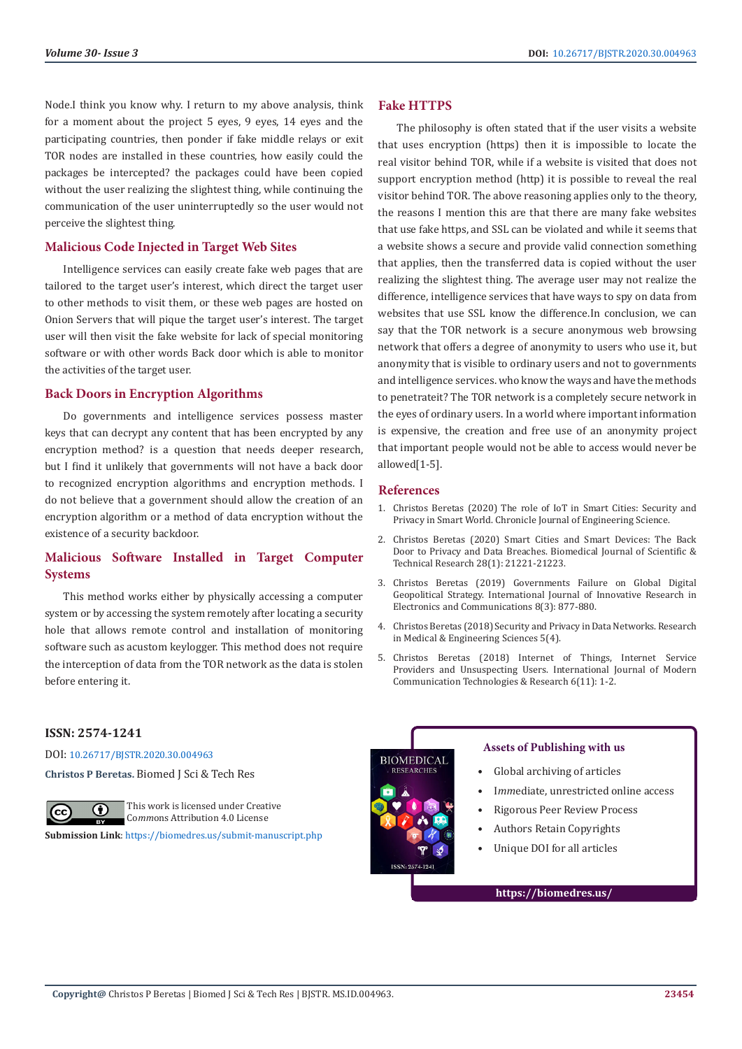Node.I think you know why. I return to my above analysis, think for a moment about the project 5 eyes, 9 eyes, 14 eyes and the participating countries, then ponder if fake middle relays or exit TOR nodes are installed in these countries, how easily could the packages be intercepted? the packages could have been copied without the user realizing the slightest thing, while continuing the communication of the user uninterruptedly so the user would not perceive the slightest thing.

## Malicious Code Injected in Target Web Sites

Intelligence services can easily create fake web pages that are tailored to the target user's interest, which direct the target user to other methods to visit them, or these web pages are hosted on Onion Servers that will pique the target user's interest. The target user will then visit the fake website for lack of special monitoring software or with other words Back door which is able to monitor the activities of the target user.

## Back Doors in Encryption Algorithms

Do governments and intelligence services possess master keys that can decrypt any content that has been encrypted by any encryption method? is a question that needs deeper research, but I find it unlikely that governments will not have a back door to recognized encryption algorithms and encryption methods. I do not believe that a government should allow the creation of an encryption algorithm or a method of data encryption without the existence of a security backdoor.

## Malicious Software Installed in Target Computer Systems

This method works either by physically accessing a computer system or by accessing the system remotely after locating a security hole that allows remote control and installation of monitoring software such as acustom keylogger. This method does not require the interception of data from the TOR network as the data is stolen before entering it.

## Fake HTTPS

The philosophy is often stated that if the user visits a website that uses encryption (https) then it is impossible to locate the real visitor behind TOR, while if a website is visited that does not support encryption method (http) it is possible to reveal the real visitor behind TOR. The above reasoning applies only to the theory, the reasons I mention this are that there are many fake websites that use fake https, and SSL can be violated and while it seems that a website shows a secure and provide valid connection something that applies, then the transferred data is copied without the user realizing the slightest thing. The average user may not realize the difference, intelligence services that have ways to spy on data from websites that use SSL know the difference.In conclusion, we can say that the TOR network is a secure anonymous web browsing network that offers a degree of anonymity to users who use it, but anonymity that is visible to ordinary users and not to governments and intelligence services. who know the ways and have the methods to penetrateit? The TOR network is a completely secure network in the eyes of ordinary users. In a world where important information is expensive, the creation and free use of an anonymity project that important people would not be able to access would never be allowed[1-5].

## References

1. Christos Beretas (2020) The role of IoT in Smart Cities: Security and Privacy in Smart World. Chronicle Journal of Engineering Science.
2. Christos Beretas (2020) Smart Cities and Smart Devices: The Back Door to Privacy and Data Breaches. Biomedical Journal of Scientific & Technical Research 28(1): 21221-21223.
3. Christos Beretas (2019) Governments Failure on Global Digital Geopolitical Strategy. International Journal of Innovative Research in Electronics and Communications 8(3): 877-880.
4. Christos Beretas (2018) Security and Privacy in Data Networks. Research in Medical & Engineering Sciences 5(4).
5. Christos Beretas (2018) Internet of Things, Internet Service Providers and Unsuspecting Users. International Journal of Modern Communication Technologies & Research 6(11): 1-2.

**ISSN: 2574-1241**

DOI: 10.26717/BJSTR.2020.30.004963

**Christos P Beretas.** Biomed J Sci & Tech Res

This work is licensed under Creative Commons Attribution 4.0 License

**Submission Link**: https://biomedres.us/submit-manuscript.php

**Assets of Publishing with us**

- Global archiving of articles
- Immediate, unrestricted online access
- Rigorous Peer Review Process
- Authors Retain Copyrights
- Unique DOI for all articles

**https://biomedres.us/**